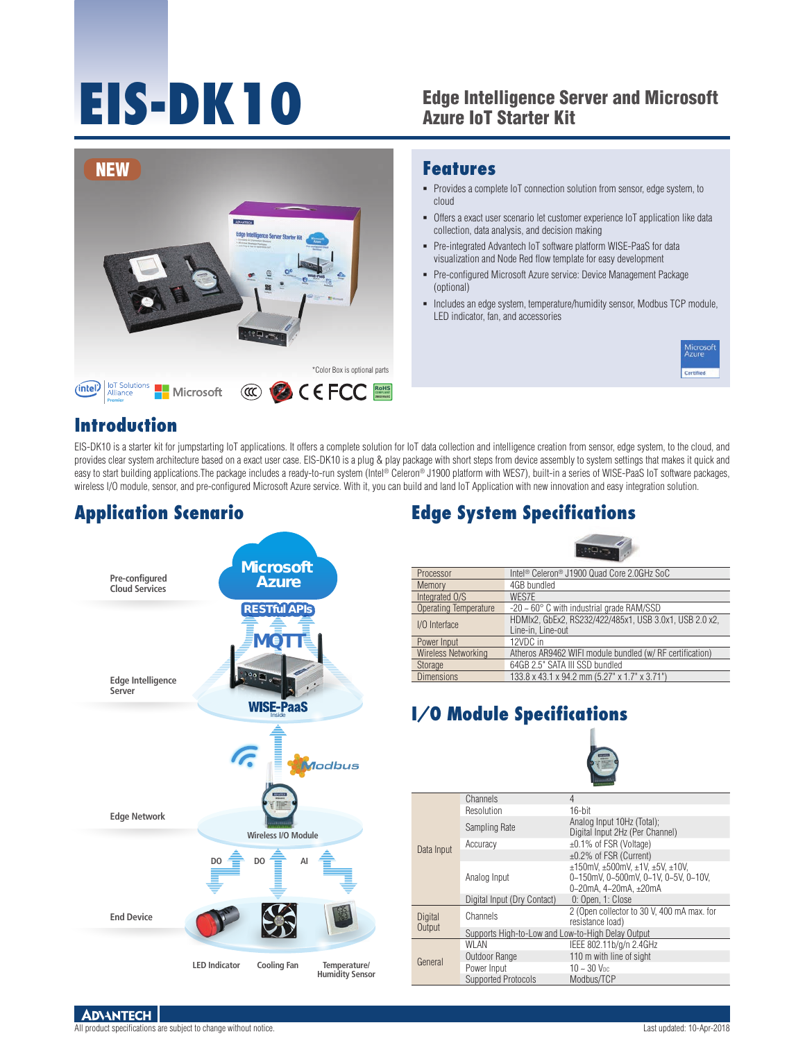# EIS-DK10

## Edge Intelligence Server and Microsoft Azure IoT Starter Kit

NEW

*Color Box is optional parts

## Features

- Provides a complete IoT connection solution from sensor, edge system, to cloud
- Offers a exact user scenario let customer experience IoT application like data collection, data analysis, and decision making
- Pre-integrated Advantech IoT software platform WISE-PaaS for data visualization and Node Red flow template for easy development
- Pre-configured Microsoft Azure service: Device Management Package (optional)
- Includes an edge system, temperature/humidity sensor, Modbus TCP module, LED indicator, fan, and accessories

## Introduction

EIS-DK10 is a starter kit for jumpstarting IoT applications. It offers a complete solution for IoT data collection and intelligence creation from sensor, edge system, to the cloud, and provides clear system architecture based on a exact user case. EIS-DK10 is a plug & play package with short steps from device assembly to system settings that makes it quick and easy to start building applications.The package includes a ready-to-run system (Intel® Celeron® J1900 platform with WES7), built-in a series of WISE-PaaS IoT software packages, wireless I/O module, sensor, and pre-configured Microsoft Azure service. With it, you can build and land IoT Application with new innovation and easy integration solution.

## Application Scenario

- Pre-configured Cloud Services: Microsoft Azure (RESTful APIs, MQTT)
- Edge Intelligence Server: WISE-PaaS Inside
- Edge Network: Wireless I/O Module (Modbus)
- End Device: LED Indicator (DO), Cooling Fan (DO), Temperature/Humidity Sensor (AI)

## Edge System Specifications

| | |
|---|---|
| Processor | Intel® Celeron® J1900 Quad Core 2.0GHz SoC |
| Memory | 4GB bundled |
| Integrated O/S | WES7E |
| Operating Temperature | -20 – 60° C with industrial grade RAM/SSD |
| I/O Interface | HDMIx2, GbEx2, RS232/422/485x1, USB 3.0x1, USB 2.0 x2, Line-in, Line-out |
| Power Input | 12VDC in |
| Wireless Networking | Atheros AR9462 WIFI module bundled (w/ RF certification) |
| Storage | 64GB 2.5" SATA III SSD bundled |
| Dimensions | 133.8 x 43.1 x 94.2 mm (5.27" x 1.7" x 3.71") |

## I/O Module Specifications

| | | |
|---|---|---|
| Data Input | Channels | 4 |
| | Resolution | 16-bit |
| | Sampling Rate | Analog Input 10Hz (Total); Digital Input 2Hz (Per Channel) |
| | Accuracy | ±0.1% of FSR (Voltage) |
| | | ±0.2% of FSR (Current) |
| | Analog Input | ±150mV, ±500mV, ±1V, ±5V, ±10V, 0–150mV, 0–500mV, 0–1V, 0–5V, 0–10V, 0–20mA, 4–20mA, ±20mA |
| | Digital Input (Dry Contact) | 0: Open, 1: Close |
| Digital Output | Channels | 2 (Open collector to 30 V, 400 mA max. for resistance load) |
| | Supports High-to-Low and Low-to-High Delay Output | |
| General | WLAN | IEEE 802.11b/g/n 2.4GHz |
| | Outdoor Range | 110 m with line of sight |
| | Power Input | 10 – 30 $V_{DC}$ |
| | Supported Protocols | Modbus/TCP |

All product specifications are subject to change without notice.

Last updated: 10-Apr-2018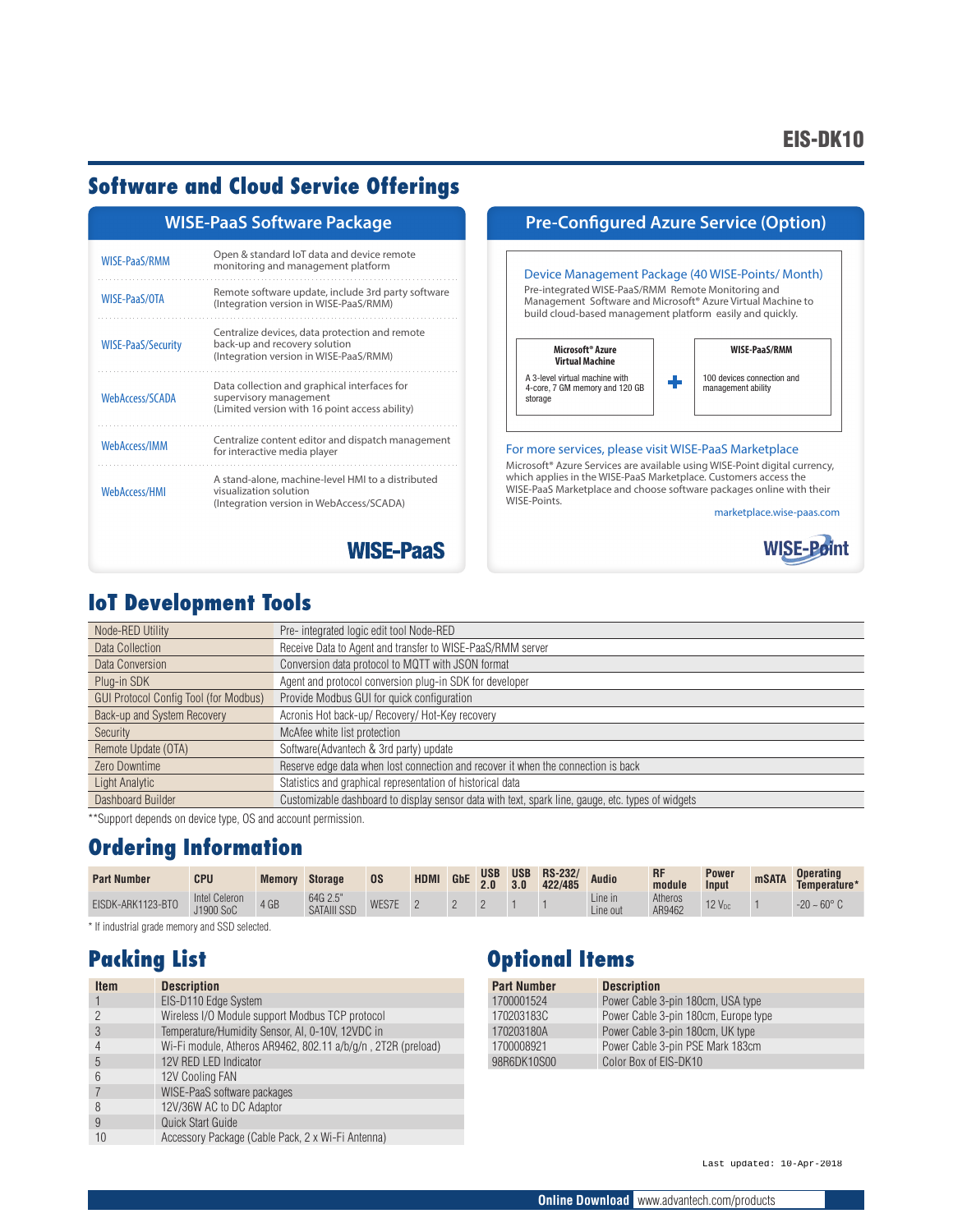## Software and Cloud Service Offerings

### WISE-PaaS Software Package

| | |
|---|---|
| WISE-PaaS/RMM | Open & standard IoT data and device remote monitoring and management platform |
| WISE-PaaS/OTA | Remote software update, include 3rd party software (Integration version in WISE-PaaS/RMM) |
| WISE-PaaS/Security | Centralize devices, data protection and remote back-up and recovery solution (Integration version in WISE-PaaS/RMM) |
| WebAccess/SCADA | Data collection and graphical interfaces for supervisory management (Limited version with 16 point access ability) |
| WebAccess/IMM | Centralize content editor and dispatch management for interactive media player |
| WebAccess/HMI | A stand-alone, machine-level HMI to a distributed visualization solution (Integration version in WebAccess/SCADA) |

WISE-PaaS

### Pre-Configured Azure Service (Option)

**Device Management Package (40 WISE-Points/ Month)**

Pre-integrated WISE-PaaS/RMM Remote Monitoring and Management Software and Microsoft® Azure Virtual Machine to build cloud-based management platform easily and quickly.

| Microsoft® Azure Virtual Machine | | WISE-PaaS/RMM |
|---|---|---|
| A 3-level virtual machine with 4-core, 7 GM memory and 120 GB storage | + | 100 devices connection and management ability |

**For more services, please visit WISE-PaaS Marketplace**

Microsoft® Azure Services are available using WISE-Point digital currency, which applies in the WISE-PaaS Marketplace. Customers access the WISE-PaaS Marketplace and choose software packages online with their WISE-Points.

marketplace.wise-paas.com

WISE-Point

## IoT Development Tools

| | |
|---|---|
| Node-RED Utility | Pre- integrated logic edit tool Node-RED |
| Data Collection | Receive Data to Agent and transfer to WISE-PaaS/RMM server |
| Data Conversion | Conversion data protocol to MQTT with JSON format |
| Plug-in SDK | Agent and protocol conversion plug-in SDK for developer |
| GUI Protocol Config Tool (for Modbus) | Provide Modbus GUI for quick configuration |
| Back-up and System Recovery | Acronis Hot back-up/ Recovery/ Hot-Key recovery |
| Security | McAfee white list protection |
| Remote Update (OTA) | Software(Advantech & 3rd party) update |
| Zero Downtime | Reserve edge data when lost connection and recover it when the connection is back |
| Light Analytic | Statistics and graphical representation of historical data |
| Dashboard Builder | Customizable dashboard to display sensor data with text, spark line, gauge, etc. types of widgets |

**Support depends on device type, OS and account permission.

## Ordering Information

| Part Number | CPU | Memory | Storage | OS | HDMI | GbE | USB 2.0 | USB 3.0 | RS-232/ 422/485 | Audio | RF module | Power Input | mSATA | Operating Temperature* |
|---|---|---|---|---|---|---|---|---|---|---|---|---|---|---|
| EISDK-ARK1123-BTO | Intel Celeron J1900 SoC | 4 GB | 64G 2.5" SATAIII SSD | WES7E | 2 | 2 | 2 | 1 | 1 | Line in Line out | Atheros AR9462 | 12 $V_{DC}$ | 1 | -20 ~ 60° C |

\* If industrial grade memory and SSD selected.

## Packing List

| Item | Description |
|---|---|
| 1 | EIS-D110 Edge System |
| 2 | Wireless I/O Module support Modbus TCP protocol |
| 3 | Temperature/Humidity Sensor, AI, 0-10V, 12VDC in |
| 4 | Wi-Fi module, Atheros AR9462, 802.11 a/b/g/n , 2T2R (preload) |
| 5 | 12V RED LED Indicator |
| 6 | 12V Cooling FAN |
| 7 | WISE-PaaS software packages |
| 8 | 12V/36W AC to DC Adaptor |
| 9 | Quick Start Guide |
| 10 | Accessory Package (Cable Pack, 2 x Wi-Fi Antenna) |

## Optional Items

| Part Number | Description |
|---|---|
| 1700001524 | Power Cable 3-pin 180cm, USA type |
| 170203183C | Power Cable 3-pin 180cm, Europe type |
| 170203180A | Power Cable 3-pin 180cm, UK type |
| 1700008921 | Power Cable 3-pin PSE Mark 183cm |
| 98R6DK10S00 | Color Box of EIS-DK10 |

Last updated: 10-Apr-2018